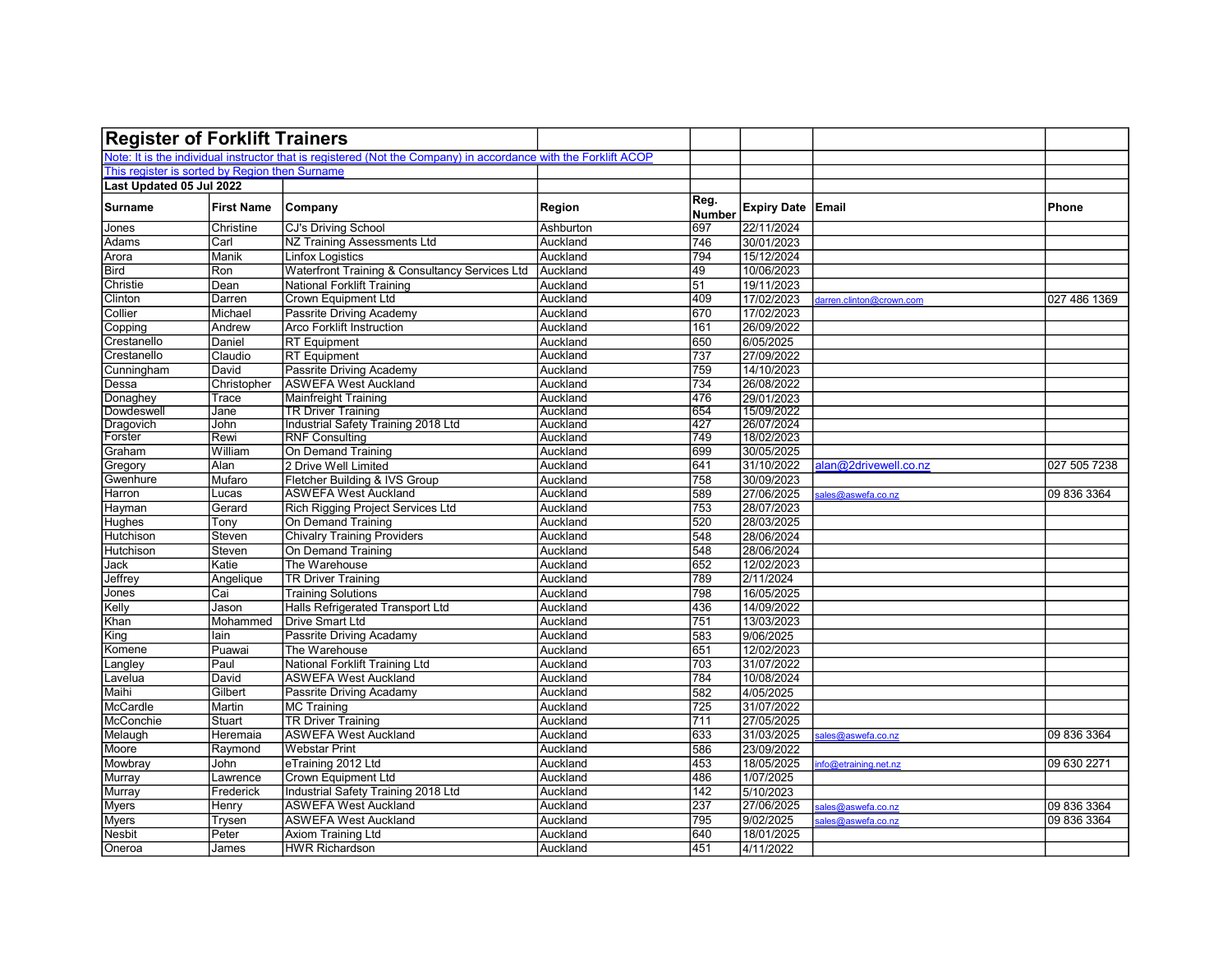# Register of Forklift Trainers

Note: It is the individual instructor that is registered (Not the Company) in accordance with the Forklift ACOP

This register is sorted by Region then Surname

**Last Updated 05 Jul 2022**

| Surname | First Name | Company | Region | Reg. Number | Expiry Date | Email | Phone |
|---|---|---|---|---|---|---|---|
| Jones | Christine | CJ's Driving School | Ashburton | 697 | 22/11/2024 | | |
| Adams | Carl | NZ Training Assessments Ltd | Auckland | 746 | 30/01/2023 | | |
| Arora | Manik | Linfox Logistics | Auckland | 794 | 15/12/2024 | | |
| Bird | Ron | Waterfront Training & Consultancy Services Ltd | Auckland | 49 | 10/06/2023 | | |
| Christie | Dean | National Forklift Training | Auckland | 51 | 19/11/2023 | | |
| Clinton | Darren | Crown Equipment Ltd | Auckland | 409 | 17/02/2023 | darren.clinton@crown.com | 027 486 1369 |
| Collier | Michael | Passrite Driving Academy | Auckland | 670 | 17/02/2023 | | |
| Copping | Andrew | Arco Forklift Instruction | Auckland | 161 | 26/09/2022 | | |
| Crestanello | Daniel | RT Equipment | Auckland | 650 | 6/05/2025 | | |
| Crestanello | Claudio | RT Equipment | Auckland | 737 | 27/09/2022 | | |
| Cunningham | David | Passrite Driving Academy | Auckland | 759 | 14/10/2023 | | |
| Dessa | Christopher | ASWEFA West Auckland | Auckland | 734 | 26/08/2022 | | |
| Donaghey | Trace | Mainfreight Training | Auckland | 476 | 29/01/2023 | | |
| Dowdeswell | Jane | TR Driver Training | Auckland | 654 | 15/09/2022 | | |
| Dragovich | John | Industrial Safety Training 2018 Ltd | Auckland | 427 | 26/07/2024 | | |
| Forster | Rewi | RNF Consulting | Auckland | 749 | 18/02/2023 | | |
| Graham | William | On Demand Training | Auckland | 699 | 30/05/2025 | | |
| Gregory | Alan | 2 Drive Well Limited | Auckland | 641 | 31/10/2022 | alan@2drivewell.co.nz | 027 505 7238 |
| Gwenhure | Mufaro | Fletcher Building & IVS Group | Auckland | 758 | 30/09/2023 | | |
| Harron | Lucas | ASWEFA West Auckland | Auckland | 589 | 27/06/2025 | sales@aswefa.co.nz | 09 836 3364 |
| Hayman | Gerard | Rich Rigging Project Services Ltd | Auckland | 753 | 28/07/2023 | | |
| Hughes | Tony | On Demand Training | Auckland | 520 | 28/03/2025 | | |
| Hutchison | Steven | Chivalry Training Providers | Auckland | 548 | 28/06/2024 | | |
| Hutchison | Steven | On Demand Training | Auckland | 548 | 28/06/2024 | | |
| Jack | Katie | The Warehouse | Auckland | 652 | 12/02/2023 | | |
| Jeffrey | Angelique | TR Driver Training | Auckland | 789 | 2/11/2024 | | |
| Jones | Cai | Training Solutions | Auckland | 798 | 16/05/2025 | | |
| Kelly | Jason | Halls Refrigerated Transport Ltd | Auckland | 436 | 14/09/2022 | | |
| Khan | Mohammed | Drive Smart Ltd | Auckland | 751 | 13/03/2023 | | |
| King | Iain | Passrite Driving Acadamy | Auckland | 583 | 9/06/2025 | | |
| Komene | Puawai | The Warehouse | Auckland | 651 | 12/02/2023 | | |
| Langley | Paul | National Forklift Training Ltd | Auckland | 703 | 31/07/2022 | | |
| Lavelua | David | ASWEFA West Auckland | Auckland | 784 | 10/08/2024 | | |
| Maihi | Gilbert | Passrite Driving Acadamy | Auckland | 582 | 4/05/2025 | | |
| McCardle | Martin | MC Training | Auckland | 725 | 31/07/2022 | | |
| McConchie | Stuart | TR Driver Training | Auckland | 711 | 27/05/2025 | | |
| Melaugh | Heremaia | ASWEFA West Auckland | Auckland | 633 | 31/03/2025 | sales@aswefa.co.nz | 09 836 3364 |
| Moore | Raymond | Webstar Print | Auckland | 586 | 23/09/2022 | | |
| Mowbray | John | eTraining 2012 Ltd | Auckland | 453 | 18/05/2025 | info@etraining.net.nz | 09 630 2271 |
| Murray | Lawrence | Crown Equipment Ltd | Auckland | 486 | 1/07/2025 | | |
| Murray | Frederick | Industrial Safety Training 2018 Ltd | Auckland | 142 | 5/10/2023 | | |
| Myers | Henry | ASWEFA West Auckland | Auckland | 237 | 27/06/2025 | sales@aswefa.co.nz | 09 836 3364 |
| Myers | Trysen | ASWEFA West Auckland | Auckland | 795 | 9/02/2025 | sales@aswefa.co.nz | 09 836 3364 |
| Nesbit | Peter | Axiom Training Ltd | Auckland | 640 | 18/01/2025 | | |
| Oneroa | James | HWR Richardson | Auckland | 451 | 4/11/2022 | | |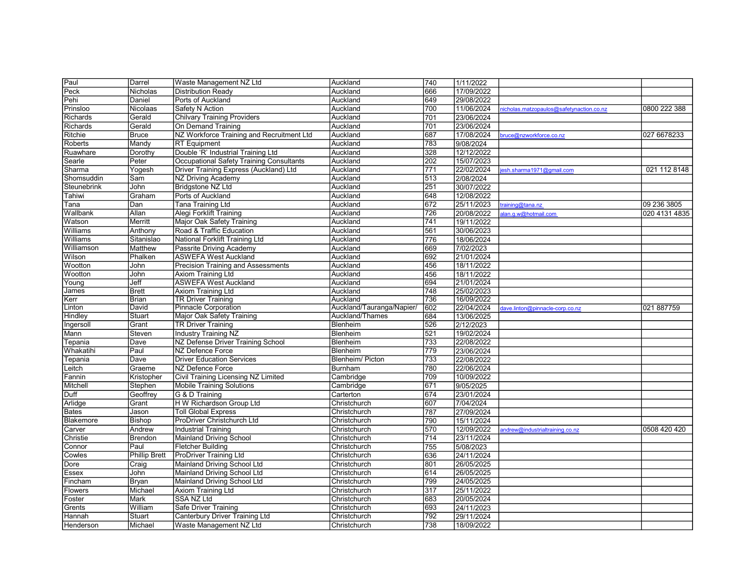| | | | | | | | |
|---|---|---|---|---|---|---|---|
| Paul | Darrel | Waste Management NZ Ltd | Auckland | 740 | 1/11/2022 | | |
| Peck | Nicholas | Distribution Ready | Auckland | 666 | 17/09/2022 | | |
| Pehi | Daniel | Ports of Auckland | Auckland | 649 | 29/08/2022 | | |
| Prinsloo | Nicolaas | Safety N Action | Auckland | 700 | 11/06/2024 | nicholas.matzopaulos@safetynaction.co.nz | 0800 222 388 |
| Richards | Gerald | Chilvary Training Providers | Auckland | 701 | 23/06/2024 | | |
| Richards | Gerald | On Demand Training | Auckland | 701 | 23/06/2024 | | |
| Ritchie | Bruce | NZ Workforce Training and Recruitment Ltd | Auckland | 687 | 17/08/2024 | bruce@nzworkforce.co.nz | 027 6678233 |
| Roberts | Mandy | RT Equipment | Auckland | 783 | 9/08/2024 | | |
| Ruawhare | Dorothy | Double 'R' Industrial Training Ltd | Auckland | 328 | 12/12/2022 | | |
| Searle | Peter | Occupational Safety Training Consultants | Auckland | 202 | 15/07/2023 | | |
| Sharma | Yogesh | Driver Training Express (Auckland) Ltd | Auckland | 771 | 22/02/2024 | jesh.sharma1971@gmail.com | 021 112 8148 |
| Shomsuddin | Sam | NZ Driving Academy | Auckland | 513 | 2/08/2024 | | |
| Steunebrink | John | Bridgstone NZ Ltd | Auckland | 251 | 30/07/2022 | | |
| Tahiwi | Graham | Ports of Auckland | Auckland | 648 | 12/08/2022 | | |
| Tana | Dan | Tana Training Ltd | Auckland | 672 | 25/11/2023 | training@tana.nz | 09 236 3805 |
| Wallbank | Allan | Alegi Forklift Training | Auckland | 726 | 20/08/2022 | alan.g.w@hotmail.com | 020 4131 4835 |
| Watson | Merritt | Major Oak Safety Training | Auckland | 741 | 19/11/2022 | | |
| Williams | Anthony | Road & Traffic Education | Auckland | 561 | 30/06/2023 | | |
| Williams | Sitanislao | National Forklift Training Ltd | Auckland | 776 | 18/06/2024 | | |
| Williamson | Matthew | Passrite Driving Academy | Auckland | 669 | 7/02/2023 | | |
| Wilson | Phalken | ASWEFA West Auckland | Auckland | 692 | 21/01/2024 | | |
| Wootton | John | Precision Training and Assessments | Auckland | 456 | 18/11/2022 | | |
| Wootton | John | Axiom Training Ltd | Auckland | 456 | 18/11/2022 | | |
| Young | Jeff | ASWEFA West Auckland | Auckland | 694 | 21/01/2024 | | |
| James | Brett | Axiom Training Ltd | Auckland | 748 | 25/02/2023 | | |
| Kerr | Brian | TR Driver Training | Auckland | 736 | 16/09/2022 | | |
| Linton | David | Pinnacle Corporation | Auckland/Tauranga/Napier/ | 602 | 22/04/2024 | dave.linton@pinnacle-corp.co.nz | 021 887759 |
| Hindley | Stuart | Major Oak Safety Training | Auckland/Thames | 684 | 13/06/2025 | | |
| Ingersoll | Grant | TR Driver Training | Blenheim | 526 | 2/12/2023 | | |
| Mann | Steven | Industry Training NZ | Blenheim | 521 | 19/02/2024 | | |
| Tepania | Dave | NZ Defense Driver Training School | Blenheim | 733 | 22/08/2022 | | |
| Whakatihi | Paul | NZ Defence Force | Blenheim | 779 | 23/06/2024 | | |
| Tepania | Dave | Driver Education Services | Blenheim/ Picton | 733 | 22/08/2022 | | |
| Leitch | Graeme | NZ Defence Force | Burnham | 780 | 22/06/2024 | | |
| Fannin | Kristopher | Civil Training Licensing NZ Limited | Cambridge | 709 | 10/09/2022 | | |
| Mitchell | Stephen | Mobile Training Solutions | Cambridge | 671 | 9/05/2025 | | |
| Duff | Geoffrey | G & D Training | Carterton | 674 | 23/01/2024 | | |
| Arlidge | Grant | H W Richardson Group Ltd | Christchurch | 607 | 7/04/2024 | | |
| Bates | Jason | Toll Global Express | Christchurch | 787 | 27/09/2024 | | |
| Blakemore | Bishop | ProDriver Christchurch Ltd | Christchurch | 790 | 15/11/2024 | | |
| Carver | Andrew | Industrial Training | Christchurch | 570 | 12/09/2022 | andrew@industrialtraining.co.nz | 0508 420 420 |
| Christie | Brendon | Mainland Driving School | Christchurch | 714 | 23/11/2024 | | |
| Connor | Paul | Fletcher Building | Christchurch | 755 | 5/08/2023 | | |
| Cowles | Phillip Brett | ProDriver Training Ltd | Christchurch | 636 | 24/11/2024 | | |
| Dore | Craig | Mainland Driving School Ltd | Christchurch | 801 | 26/05/2025 | | |
| Essex | John | Mainland Driving School Ltd | Christchurch | 614 | 26/05/2025 | | |
| Fincham | Bryan | Mainland Driving School Ltd | Christchurch | 799 | 24/05/2025 | | |
| Flowers | Michael | Axiom Training Ltd | Christchurch | 317 | 25/11/2022 | | |
| Foster | Mark | SSA NZ Ltd | Christchurch | 683 | 20/05/2024 | | |
| Grents | William | Safe Driver Training | Christchurch | 693 | 24/11/2023 | | |
| Hannah | Stuart | Canterbury Driver Training Ltd | Christchurch | 792 | 29/11/2024 | | |
| Henderson | Michael | Waste Management NZ Ltd | Christchurch | 738 | 18/09/2022 | | |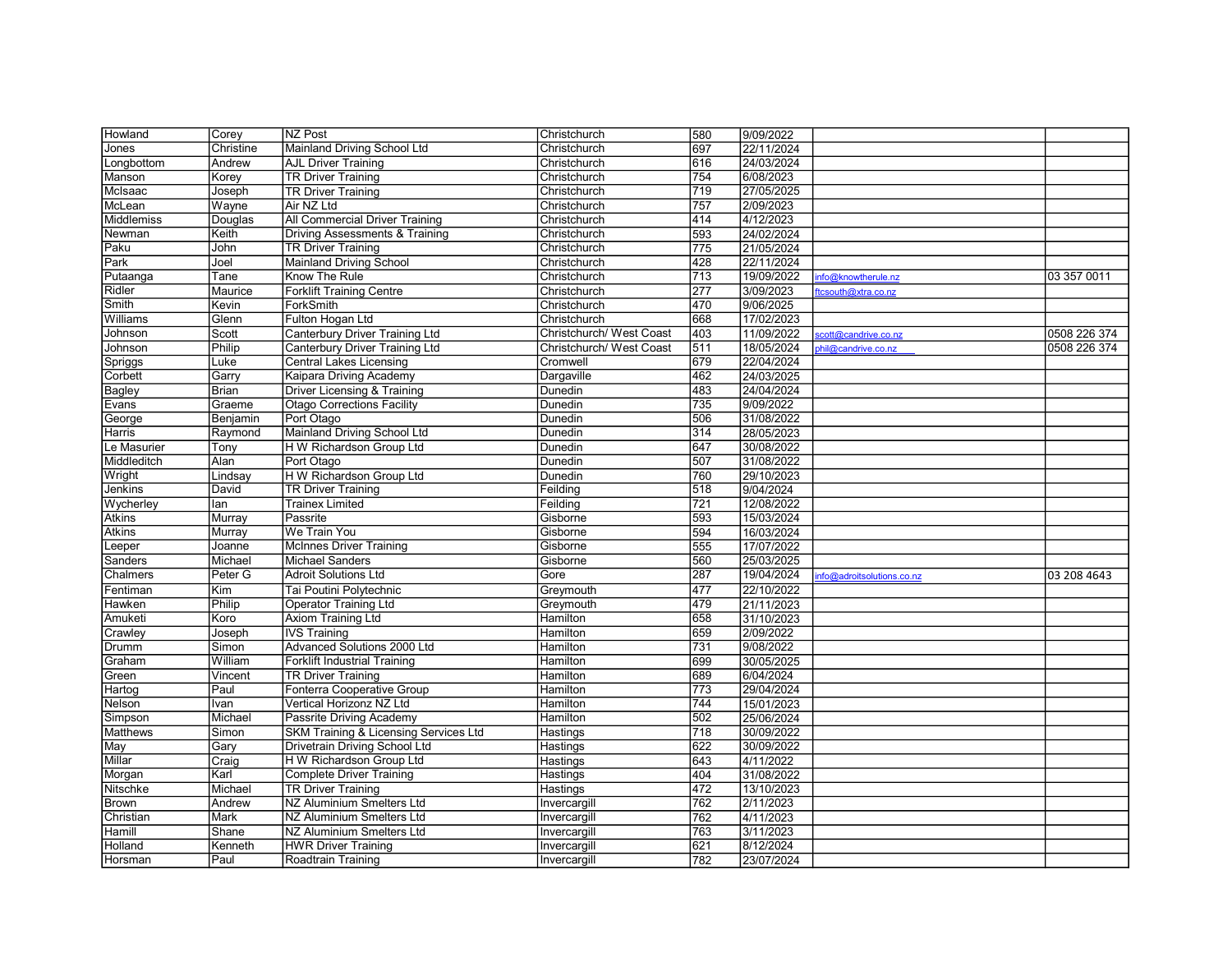| | | | | | | | |
|---|---|---|---|---|---|---|---|
| Howland | Corey | NZ Post | Christchurch | 580 | 9/09/2022 | | |
| Jones | Christine | Mainland Driving School Ltd | Christchurch | 697 | 22/11/2024 | | |
| Longbottom | Andrew | AJL Driver Training | Christchurch | 616 | 24/03/2024 | | |
| Manson | Korey | TR Driver Training | Christchurch | 754 | 6/08/2023 | | |
| McIsaac | Joseph | TR Driver Training | Christchurch | 719 | 27/05/2025 | | |
| McLean | Wayne | Air NZ Ltd | Christchurch | 757 | 2/09/2023 | | |
| Middlemiss | Douglas | All Commercial Driver Training | Christchurch | 414 | 4/12/2023 | | |
| Newman | Keith | Driving Assessments & Training | Christchurch | 593 | 24/02/2024 | | |
| Paku | John | TR Driver Training | Christchurch | 775 | 21/05/2024 | | |
| Park | Joel | Mainland Driving School | Christchurch | 428 | 22/11/2024 | | |
| Putaanga | Tane | Know The Rule | Christchurch | 713 | 19/09/2022 | info@knowtherule.nz | 03 357 0011 |
| Ridler | Maurice | Forklift Training Centre | Christchurch | 277 | 3/09/2023 | ftcsouth@xtra.co.nz | |
| Smith | Kevin | ForkSmith | Christchurch | 470 | 9/06/2025 | | |
| Williams | Glenn | Fulton Hogan Ltd | Christchurch | 668 | 17/02/2023 | | |
| Johnson | Scott | Canterbury Driver Training Ltd | Christchurch/ West Coast | 403 | 11/09/2022 | scott@candrive.co.nz | 0508 226 374 |
| Johnson | Philip | Canterbury Driver Training Ltd | Christchurch/ West Coast | 511 | 18/05/2024 | phil@candrive.co.nz | 0508 226 374 |
| Spriggs | Luke | Central Lakes Licensing | Cromwell | 679 | 22/04/2024 | | |
| Corbett | Garry | Kaipara Driving Academy | Dargaville | 462 | 24/03/2025 | | |
| Bagley | Brian | Driver Licensing & Training | Dunedin | 483 | 24/04/2024 | | |
| Evans | Graeme | Otago Corrections Facility | Dunedin | 735 | 9/09/2022 | | |
| George | Benjamin | Port Otago | Dunedin | 506 | 31/08/2022 | | |
| Harris | Raymond | Mainland Driving School Ltd | Dunedin | 314 | 28/05/2023 | | |
| Le Masurier | Tony | H W Richardson Group Ltd | Dunedin | 647 | 30/08/2022 | | |
| Middleditch | Alan | Port Otago | Dunedin | 507 | 31/08/2022 | | |
| Wright | Lindsay | H W Richardson Group Ltd | Dunedin | 760 | 29/10/2023 | | |
| Jenkins | David | TR Driver Training | Feilding | 518 | 9/04/2024 | | |
| Wycherley | Ian | Trainex Limited | Feilding | 721 | 12/08/2022 | | |
| Atkins | Murray | Passrite | Gisborne | 593 | 15/03/2024 | | |
| Atkins | Murray | We Train You | Gisborne | 594 | 16/03/2024 | | |
| Leeper | Joanne | McInnes Driver Training | Gisborne | 555 | 17/07/2022 | | |
| Sanders | Michael | Michael Sanders | Gisborne | 560 | 25/03/2025 | | |
| Chalmers | Peter G | Adroit Solutions Ltd | Gore | 287 | 19/04/2024 | info@adroitsolutions.co.nz | 03 208 4643 |
| Fentiman | Kim | Tai Poutini Polytechnic | Greymouth | 477 | 22/10/2022 | | |
| Hawken | Philip | Operator Training Ltd | Greymouth | 479 | 21/11/2023 | | |
| Amuketi | Koro | Axiom Training Ltd | Hamilton | 658 | 31/10/2023 | | |
| Crawley | Joseph | IVS Training | Hamilton | 659 | 2/09/2022 | | |
| Drumm | Simon | Advanced Solutions 2000 Ltd | Hamilton | 731 | 9/08/2022 | | |
| Graham | William | Forklift Industrial Training | Hamilton | 699 | 30/05/2025 | | |
| Green | Vincent | TR Driver Training | Hamilton | 689 | 6/04/2024 | | |
| Hartog | Paul | Fonterra Cooperative Group | Hamilton | 773 | 29/04/2024 | | |
| Nelson | Ivan | Vertical Horizonz NZ Ltd | Hamilton | 744 | 15/01/2023 | | |
| Simpson | Michael | Passrite Driving Academy | Hamilton | 502 | 25/06/2024 | | |
| Matthews | Simon | SKM Training & Licensing Services Ltd | Hastings | 718 | 30/09/2022 | | |
| May | Gary | Drivetrain Driving School Ltd | Hastings | 622 | 30/09/2022 | | |
| Millar | Craig | H W Richardson Group Ltd | Hastings | 643 | 4/11/2022 | | |
| Morgan | Karl | Complete Driver Training | Hastings | 404 | 31/08/2022 | | |
| Nitschke | Michael | TR Driver Training | Hastings | 472 | 13/10/2023 | | |
| Brown | Andrew | NZ Aluminium Smelters Ltd | Invercargill | 762 | 2/11/2023 | | |
| Christian | Mark | NZ Aluminium Smelters Ltd | Invercargill | 762 | 4/11/2023 | | |
| Hamill | Shane | NZ Aluminium Smelters Ltd | Invercargill | 763 | 3/11/2023 | | |
| Holland | Kenneth | HWR Driver Training | Invercargill | 621 | 8/12/2024 | | |
| Horsman | Paul | Roadtrain Training | Invercargill | 782 | 23/07/2024 | | |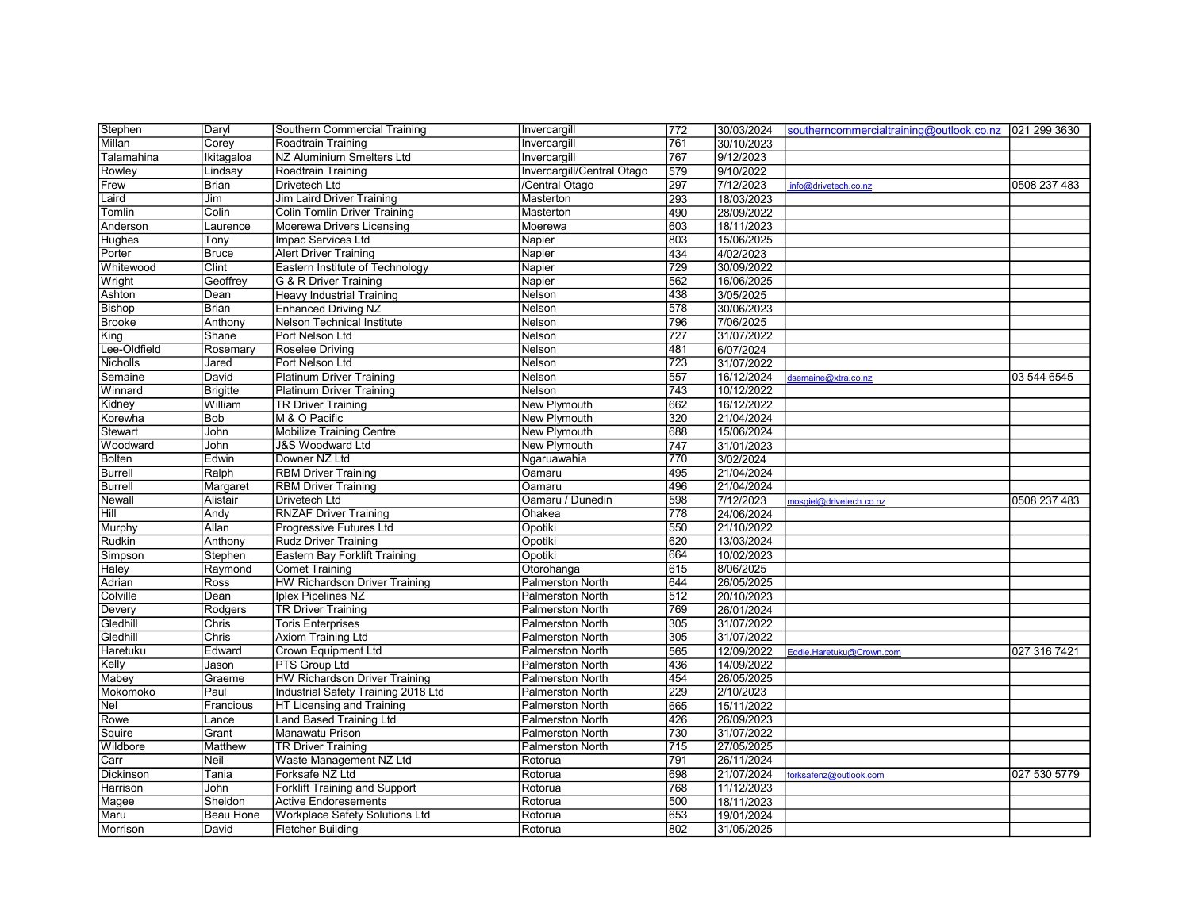| | | | | | | | |
|---|---|---|---|---|---|---|---|
| Stephen | Daryl | Southern Commercial Training | Invercargill | 772 | 30/03/2024 | southerncommercialtraining@outlook.co.nz | 021 299 3630 |
| Millan | Corey | Roadtrain Training | Invercargill | 761 | 30/10/2023 | | |
| Talamahina | Ikitagaloa | NZ Aluminium Smelters Ltd | Invercargill | 767 | 9/12/2023 | | |
| Rowley | Lindsay | Roadtrain Training | Invercargill/Central Otago | 579 | 9/10/2022 | | |
| Frew | Brian | Drivetech Ltd | /Central Otago | 297 | 7/12/2023 | info@drivetech.co.nz | 0508 237 483 |
| Laird | Jim | Jim Laird Driver Training | Masterton | 293 | 18/03/2023 | | |
| Tomlin | Colin | Colin Tomlin Driver Training | Masterton | 490 | 28/09/2022 | | |
| Anderson | Laurence | Moerewa Drivers Licensing | Moerewa | 603 | 18/11/2023 | | |
| Hughes | Tony | Impac Services Ltd | Napier | 803 | 15/06/2025 | | |
| Porter | Bruce | Alert Driver Training | Napier | 434 | 4/02/2023 | | |
| Whitewood | Clint | Eastern Institute of Technology | Napier | 729 | 30/09/2022 | | |
| Wright | Geoffrey | G & R Driver Training | Napier | 562 | 16/06/2025 | | |
| Ashton | Dean | Heavy Industrial Training | Nelson | 438 | 3/05/2025 | | |
| Bishop | Brian | Enhanced Driving NZ | Nelson | 578 | 30/06/2023 | | |
| Brooke | Anthony | Nelson Technical Institute | Nelson | 796 | 7/06/2025 | | |
| King | Shane | Port Nelson Ltd | Nelson | 727 | 31/07/2022 | | |
| Lee-Oldfield | Rosemary | Roselee Driving | Nelson | 481 | 6/07/2024 | | |
| Nicholls | Jared | Port Nelson Ltd | Nelson | 723 | 31/07/2022 | | |
| Semaine | David | Platinum Driver Training | Nelson | 557 | 16/12/2024 | dsemaine@xtra.co.nz | 03 544 6545 |
| Winnard | Brigitte | Platinum Driver Training | Nelson | 743 | 10/12/2022 | | |
| Kidney | William | TR Driver Training | New Plymouth | 662 | 16/12/2022 | | |
| Korewha | Bob | M & O Pacific | New Plymouth | 320 | 21/04/2024 | | |
| Stewart | John | Mobilize Training Centre | New Plymouth | 688 | 15/06/2024 | | |
| Woodward | John | J&S Woodward Ltd | New Plymouth | 747 | 31/01/2023 | | |
| Bolten | Edwin | Downer NZ Ltd | Ngaruawahia | 770 | 3/02/2024 | | |
| Burrell | Ralph | RBM Driver Training | Oamaru | 495 | 21/04/2024 | | |
| Burrell | Margaret | RBM Driver Training | Oamaru | 496 | 21/04/2024 | | |
| Newall | Alistair | Drivetech Ltd | Oamaru / Dunedin | 598 | 7/12/2023 | mosgiel@drivetech.co.nz | 0508 237 483 |
| Hill | Andy | RNZAF Driver Training | Ohakea | 778 | 24/06/2024 | | |
| Murphy | Allan | Progressive Futures Ltd | Opotiki | 550 | 21/10/2022 | | |
| Rudkin | Anthony | Rudz Driver Training | Opotiki | 620 | 13/03/2024 | | |
| Simpson | Stephen | Eastern Bay Forklift Training | Opotiki | 664 | 10/02/2023 | | |
| Haley | Raymond | Comet Training | Otorohanga | 615 | 8/06/2025 | | |
| Adrian | Ross | HW Richardson Driver Training | Palmerston North | 644 | 26/05/2025 | | |
| Colville | Dean | Iplex Pipelines NZ | Palmerston North | 512 | 20/10/2023 | | |
| Devery | Rodgers | TR Driver Training | Palmerston North | 769 | 26/01/2024 | | |
| Gledhill | Chris | Toris Enterprises | Palmerston North | 305 | 31/07/2022 | | |
| Gledhill | Chris | Axiom Training Ltd | Palmerston North | 305 | 31/07/2022 | | |
| Haretuku | Edward | Crown Equipment Ltd | Palmerston North | 565 | 12/09/2022 | Eddie.Haretuku@Crown.com | 027 316 7421 |
| Kelly | Jason | PTS Group Ltd | Palmerston North | 436 | 14/09/2022 | | |
| Mabey | Graeme | HW Richardson Driver Training | Palmerston North | 454 | 26/05/2025 | | |
| Mokomoko | Paul | Industrial Safety Training 2018 Ltd | Palmerston North | 229 | 2/10/2023 | | |
| Nel | Francious | HT Licensing and Training | Palmerston North | 665 | 15/11/2022 | | |
| Rowe | Lance | Land Based Training Ltd | Palmerston North | 426 | 26/09/2023 | | |
| Squire | Grant | Manawatu Prison | Palmerston North | 730 | 31/07/2022 | | |
| Wildbore | Matthew | TR Driver Training | Palmerston North | 715 | 27/05/2025 | | |
| Carr | Neil | Waste Management NZ Ltd | Rotorua | 791 | 26/11/2024 | | |
| Dickinson | Tania | Forksafe NZ Ltd | Rotorua | 698 | 21/07/2024 | forksafenz@outlook.com | 027 530 5779 |
| Harrison | John | Forklift Training and Support | Rotorua | 768 | 11/12/2023 | | |
| Magee | Sheldon | Active Endoresements | Rotorua | 500 | 18/11/2023 | | |
| Maru | Beau Hone | Workplace Safety Solutions Ltd | Rotorua | 653 | 19/01/2024 | | |
| Morrison | David | Fletcher Building | Rotorua | 802 | 31/05/2025 | | |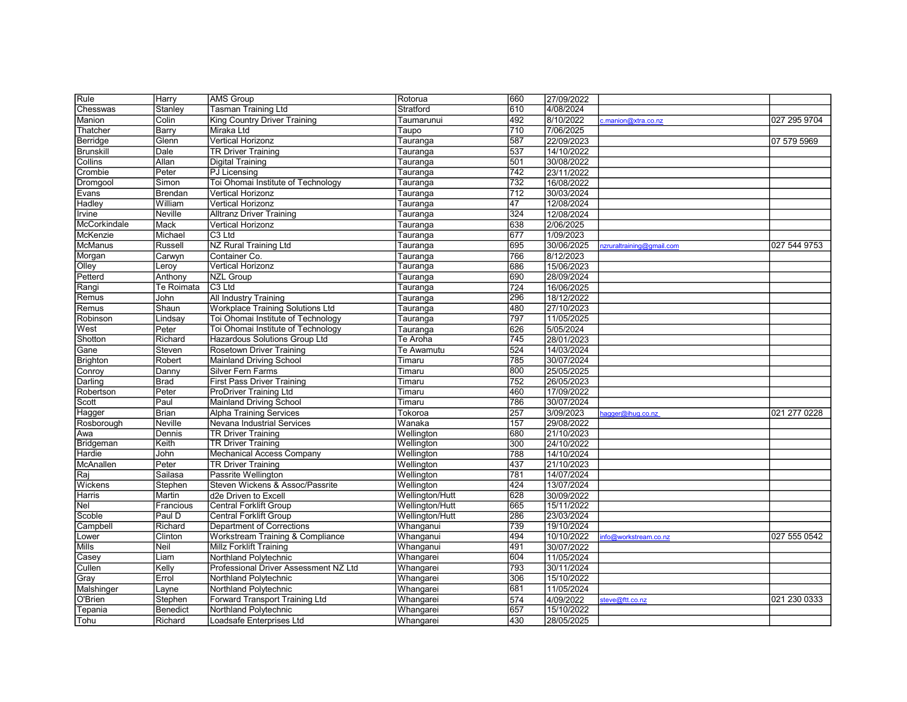| | | | | | | | |
|---|---|---|---|---|---|---|---|
| Rule | Harry | AMS Group | Rotorua | 660 | 27/09/2022 | | |
| Chesswas | Stanley | Tasman Training Ltd | Stratford | 610 | 4/08/2024 | | |
| Manion | Colin | King Country Driver Training | Taumarunui | 492 | 8/10/2022 | c.manion@xtra.co.nz | 027 295 9704 |
| Thatcher | Barry | Miraka Ltd | Taupo | 710 | 7/06/2025 | | |
| Berridge | Glenn | Vertical Horizonz | Tauranga | 587 | 22/09/2023 | | 07 579 5969 |
| Brunskill | Dale | TR Driver Training | Tauranga | 537 | 14/10/2022 | | |
| Collins | Allan | Digital Training | Tauranga | 501 | 30/08/2022 | | |
| Crombie | Peter | PJ Licensing | Tauranga | 742 | 23/11/2022 | | |
| Dromgool | Simon | Toi Ohomai Institute of Technology | Tauranga | 732 | 16/08/2022 | | |
| Evans | Brendan | Vertical Horizonz | Tauranga | 712 | 30/03/2024 | | |
| Hadley | William | Vertical Horizonz | Tauranga | 47 | 12/08/2024 | | |
| Irvine | Neville | Alltranz Driver Training | Tauranga | 324 | 12/08/2024 | | |
| McCorkindale | Mack | Vertical Horizonz | Tauranga | 638 | 2/06/2025 | | |
| McKenzie | Michael | C3 Ltd | Tauranga | 677 | 1/09/2023 | | |
| McManus | Russell | NZ Rural Training Ltd | Tauranga | 695 | 30/06/2025 | nzruraltraining@gmail.com | 027 544 9753 |
| Morgan | Carwyn | Container Co. | Tauranga | 766 | 8/12/2023 | | |
| Olley | Leroy | Vertical Horizonz | Tauranga | 686 | 15/06/2023 | | |
| Petterd | Anthony | NZL Group | Tauranga | 690 | 28/09/2024 | | |
| Rangi | Te Roimata | C3 Ltd | Tauranga | 724 | 16/06/2025 | | |
| Remus | John | All Industry Training | Tauranga | 296 | 18/12/2022 | | |
| Remus | Shaun | Workplace Training Solutions Ltd | Tauranga | 480 | 27/10/2023 | | |
| Robinson | Lindsay | Toi Ohomai Institute of Technology | Tauranga | 797 | 11/05/2025 | | |
| West | Peter | Toi Ohomai Institute of Technology | Tauranga | 626 | 5/05/2024 | | |
| Shotton | Richard | Hazardous Solutions Group Ltd | Te Aroha | 745 | 28/01/2023 | | |
| Gane | Steven | Rosetown Driver Training | Te Awamutu | 524 | 14/03/2024 | | |
| Brighton | Robert | Mainland Driving School | Timaru | 785 | 30/07/2024 | | |
| Conroy | Danny | Silver Fern Farms | Timaru | 800 | 25/05/2025 | | |
| Darling | Brad | First Pass Driver Training | Timaru | 752 | 26/05/2023 | | |
| Robertson | Peter | ProDriver Training Ltd | Timaru | 460 | 17/09/2022 | | |
| Scott | Paul | Mainland Driving School | Timaru | 786 | 30/07/2024 | | |
| Hagger | Brian | Alpha Training Services | Tokoroa | 257 | 3/09/2023 | hagger@ihug.co.nz | 021 277 0228 |
| Rosborough | Neville | Nevana Industrial Services | Wanaka | 157 | 29/08/2022 | | |
| Awa | Dennis | TR Driver Training | Wellington | 680 | 21/10/2023 | | |
| Bridgeman | Keith | TR Driver Training | Wellington | 300 | 24/10/2022 | | |
| Hardie | John | Mechanical Access Company | Wellington | 788 | 14/10/2024 | | |
| McAnallen | Peter | TR Driver Training | Wellington | 437 | 21/10/2023 | | |
| Raj | Sailasa | Passrite Wellington | Wellington | 781 | 14/07/2024 | | |
| Wickens | Stephen | Steven Wickens & Assoc/Passrite | Wellington | 424 | 13/07/2024 | | |
| Harris | Martin | d2e Driven to Excell | Wellington/Hutt | 628 | 30/09/2022 | | |
| Nel | Francious | Central Forklift Group | Wellington/Hutt | 665 | 15/11/2022 | | |
| Scoble | Paul D | Central Forklift Group | Wellington/Hutt | 286 | 23/03/2024 | | |
| Campbell | Richard | Department of Corrections | Whanganui | 739 | 19/10/2024 | | |
| Lower | Clinton | Workstream Training & Compliance | Whanganui | 494 | 10/10/2022 | info@workstream.co.nz | 027 555 0542 |
| Mills | Neil | Millz Forklift Training | Whanganui | 491 | 30/07/2022 | | |
| Casey | Liam | Northland Polytechnic | Whangarei | 604 | 11/05/2024 | | |
| Cullen | Kelly | Professional Driver Assessment NZ Ltd | Whangarei | 793 | 30/11/2024 | | |
| Gray | Errol | Northland Polytechnic | Whangarei | 306 | 15/10/2022 | | |
| Malshinger | Layne | Northland Polytechnic | Whangarei | 681 | 11/05/2024 | | |
| O'Brien | Stephen | Forward Transport Training Ltd | Whangarei | 574 | 4/09/2022 | steve@ftt.co.nz | 021 230 0333 |
| Tepania | Benedict | Northland Polytechnic | Whangarei | 657 | 15/10/2022 | | |
| Tohu | Richard | Loadsafe Enterprises Ltd | Whangarei | 430 | 28/05/2025 | | |